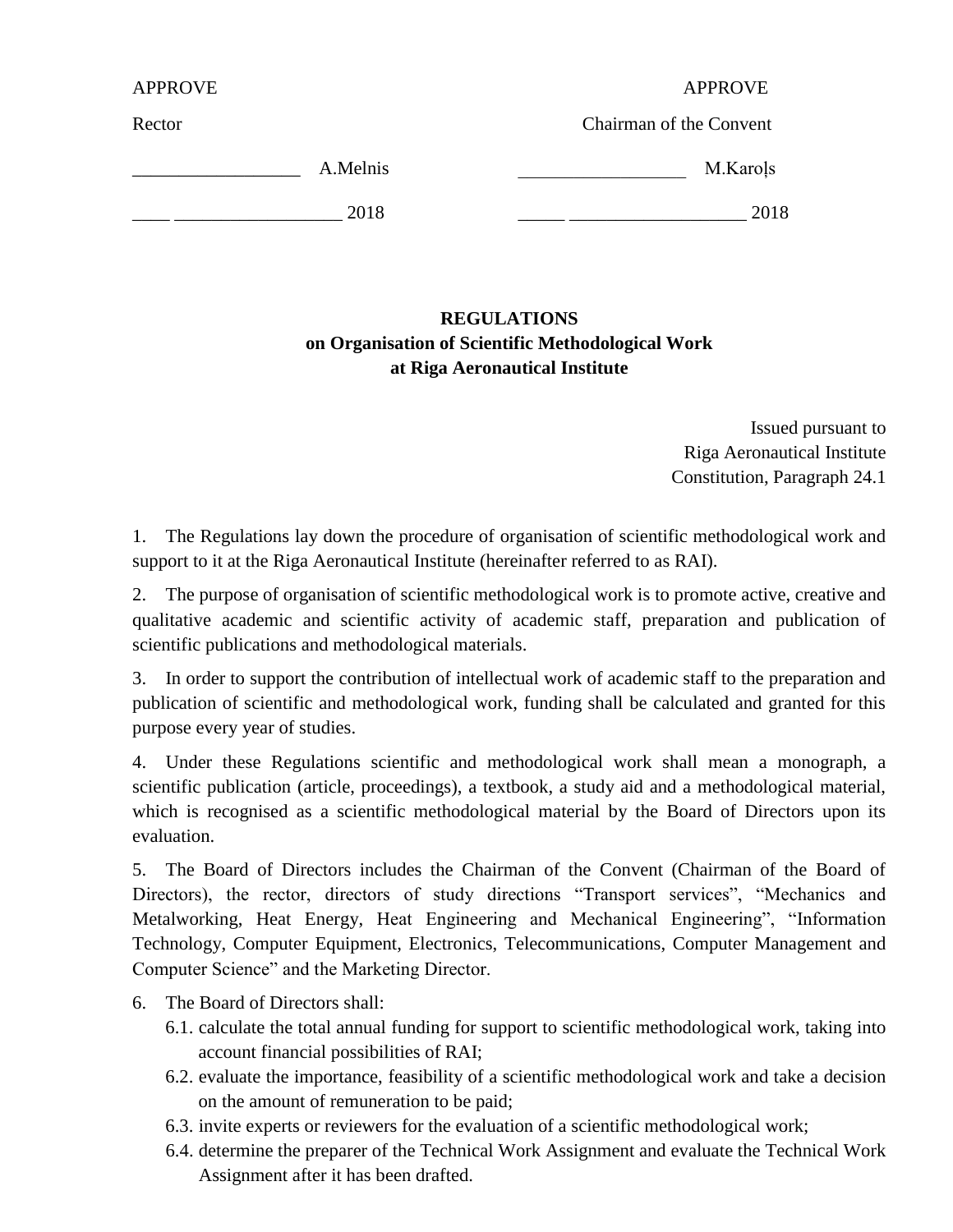| APPROVE | APPROVE |
|---|---|
| Rector | Chairman of the Convent |
| __________________ A.Melnis | __________________ M.Karoļs |
| ____ __________________ 2018 | _____ ___________________ 2018 |

**REGULATIONS**
**on Organisation of Scientific Methodological Work**
**at Riga Aeronautical Institute**

Issued pursuant to
Riga Aeronautical Institute
Constitution, Paragraph 24.1

1. The Regulations lay down the procedure of organisation of scientific methodological work and support to it at the Riga Aeronautical Institute (hereinafter referred to as RAI).

2. The purpose of organisation of scientific methodological work is to promote active, creative and qualitative academic and scientific activity of academic staff, preparation and publication of scientific publications and methodological materials.

3. In order to support the contribution of intellectual work of academic staff to the preparation and publication of scientific and methodological work, funding shall be calculated and granted for this purpose every year of studies.

4. Under these Regulations scientific and methodological work shall mean a monograph, a scientific publication (article, proceedings), a textbook, a study aid and a methodological material, which is recognised as a scientific methodological material by the Board of Directors upon its evaluation.

5. The Board of Directors includes the Chairman of the Convent (Chairman of the Board of Directors), the rector, directors of study directions “Transport services”, “Mechanics and Metalworking, Heat Energy, Heat Engineering and Mechanical Engineering”, “Information Technology, Computer Equipment, Electronics, Telecommunications, Computer Management and Computer Science” and the Marketing Director.

6. The Board of Directors shall:
   6.1. calculate the total annual funding for support to scientific methodological work, taking into account financial possibilities of RAI;
   6.2. evaluate the importance, feasibility of a scientific methodological work and take a decision on the amount of remuneration to be paid;
   6.3. invite experts or reviewers for the evaluation of a scientific methodological work;
   6.4. determine the preparer of the Technical Work Assignment and evaluate the Technical Work Assignment after it has been drafted.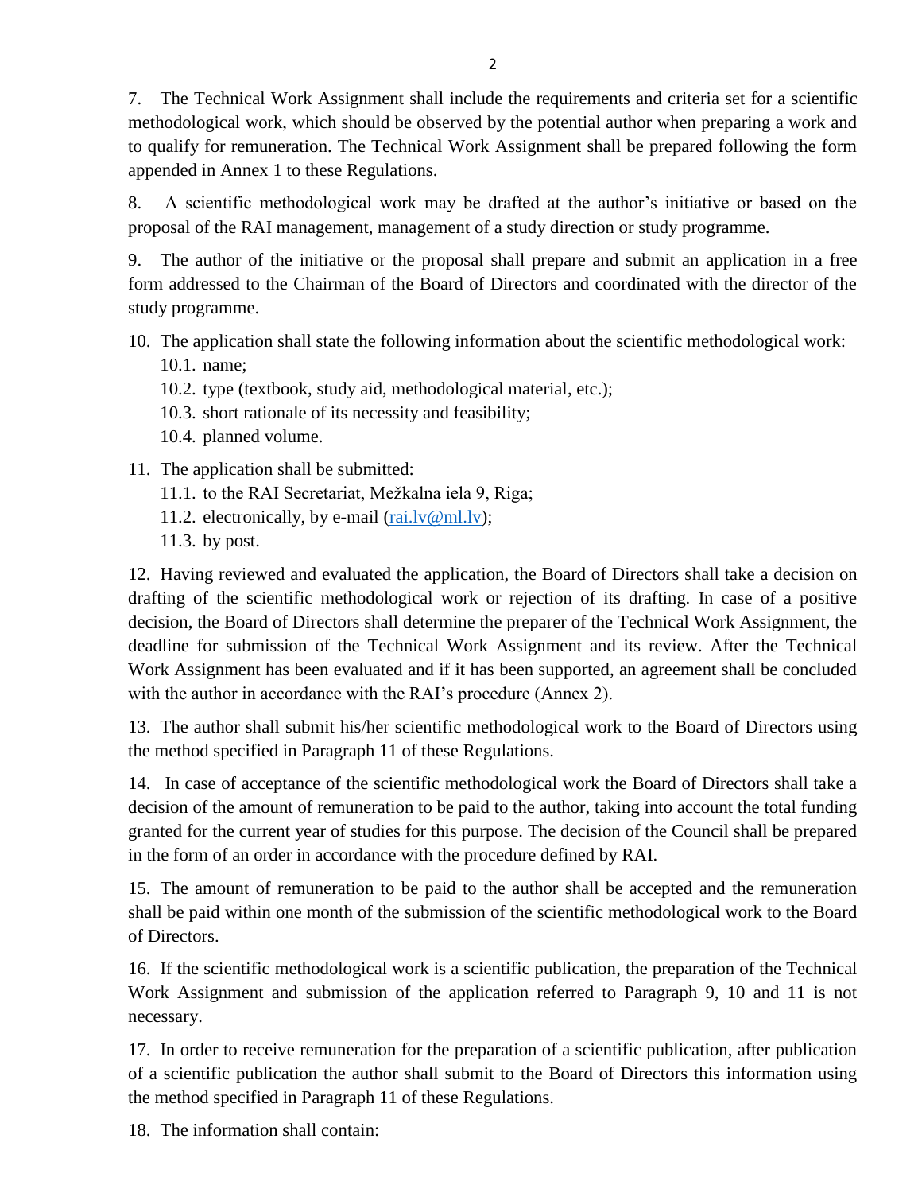7. The Technical Work Assignment shall include the requirements and criteria set for a scientific methodological work, which should be observed by the potential author when preparing a work and to qualify for remuneration. The Technical Work Assignment shall be prepared following the form appended in Annex 1 to these Regulations.

8. A scientific methodological work may be drafted at the author's initiative or based on the proposal of the RAI management, management of a study direction or study programme.

9. The author of the initiative or the proposal shall prepare and submit an application in a free form addressed to the Chairman of the Board of Directors and coordinated with the director of the study programme.

10. The application shall state the following information about the scientific methodological work:
    10.1. name;
    10.2. type (textbook, study aid, methodological material, etc.);
    10.3. short rationale of its necessity and feasibility;
    10.4. planned volume.

11. The application shall be submitted:
    11.1. to the RAI Secretariat, Mežkalna iela 9, Riga;
    11.2. electronically, by e-mail (rai.lv@ml.lv);
    11.3. by post.

12. Having reviewed and evaluated the application, the Board of Directors shall take a decision on drafting of the scientific methodological work or rejection of its drafting. In case of a positive decision, the Board of Directors shall determine the preparer of the Technical Work Assignment, the deadline for submission of the Technical Work Assignment and its review. After the Technical Work Assignment has been evaluated and if it has been supported, an agreement shall be concluded with the author in accordance with the RAI's procedure (Annex 2).

13. The author shall submit his/her scientific methodological work to the Board of Directors using the method specified in Paragraph 11 of these Regulations.

14. In case of acceptance of the scientific methodological work the Board of Directors shall take a decision of the amount of remuneration to be paid to the author, taking into account the total funding granted for the current year of studies for this purpose. The decision of the Council shall be prepared in the form of an order in accordance with the procedure defined by RAI.

15. The amount of remuneration to be paid to the author shall be accepted and the remuneration shall be paid within one month of the submission of the scientific methodological work to the Board of Directors.

16. If the scientific methodological work is a scientific publication, the preparation of the Technical Work Assignment and submission of the application referred to Paragraph 9, 10 and 11 is not necessary.

17. In order to receive remuneration for the preparation of a scientific publication, after publication of a scientific publication the author shall submit to the Board of Directors this information using the method specified in Paragraph 11 of these Regulations.

18. The information shall contain: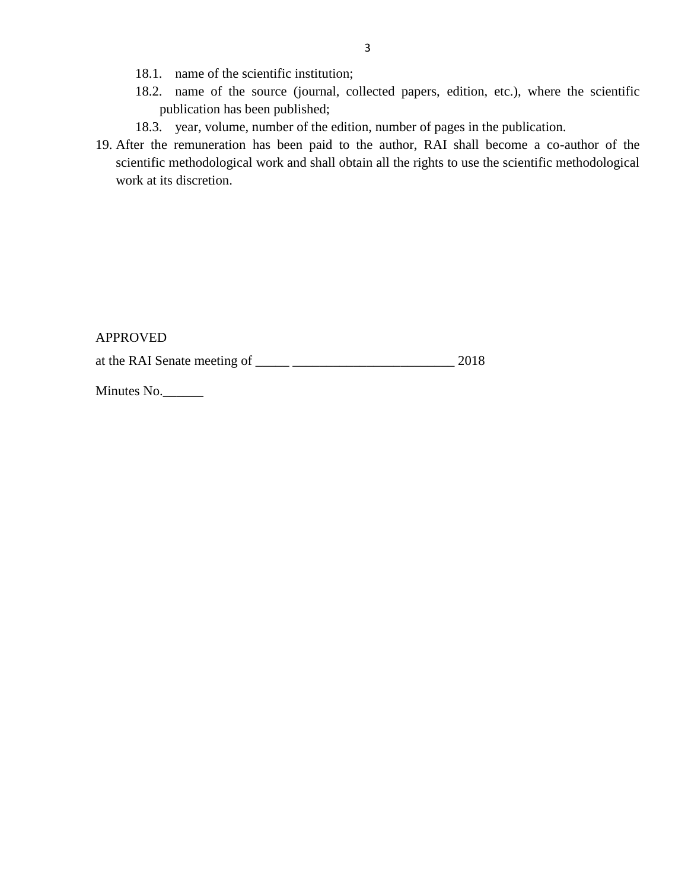18.1. name of the scientific institution;

18.2. name of the source (journal, collected papers, edition, etc.), where the scientific publication has been published;

18.3. year, volume, number of the edition, number of pages in the publication.

19. After the remuneration has been paid to the author, RAI shall become a co-author of the scientific methodological work and shall obtain all the rights to use the scientific methodological work at its discretion.

APPROVED

at the RAI Senate meeting of _____ ________________________ 2018

Minutes No.______